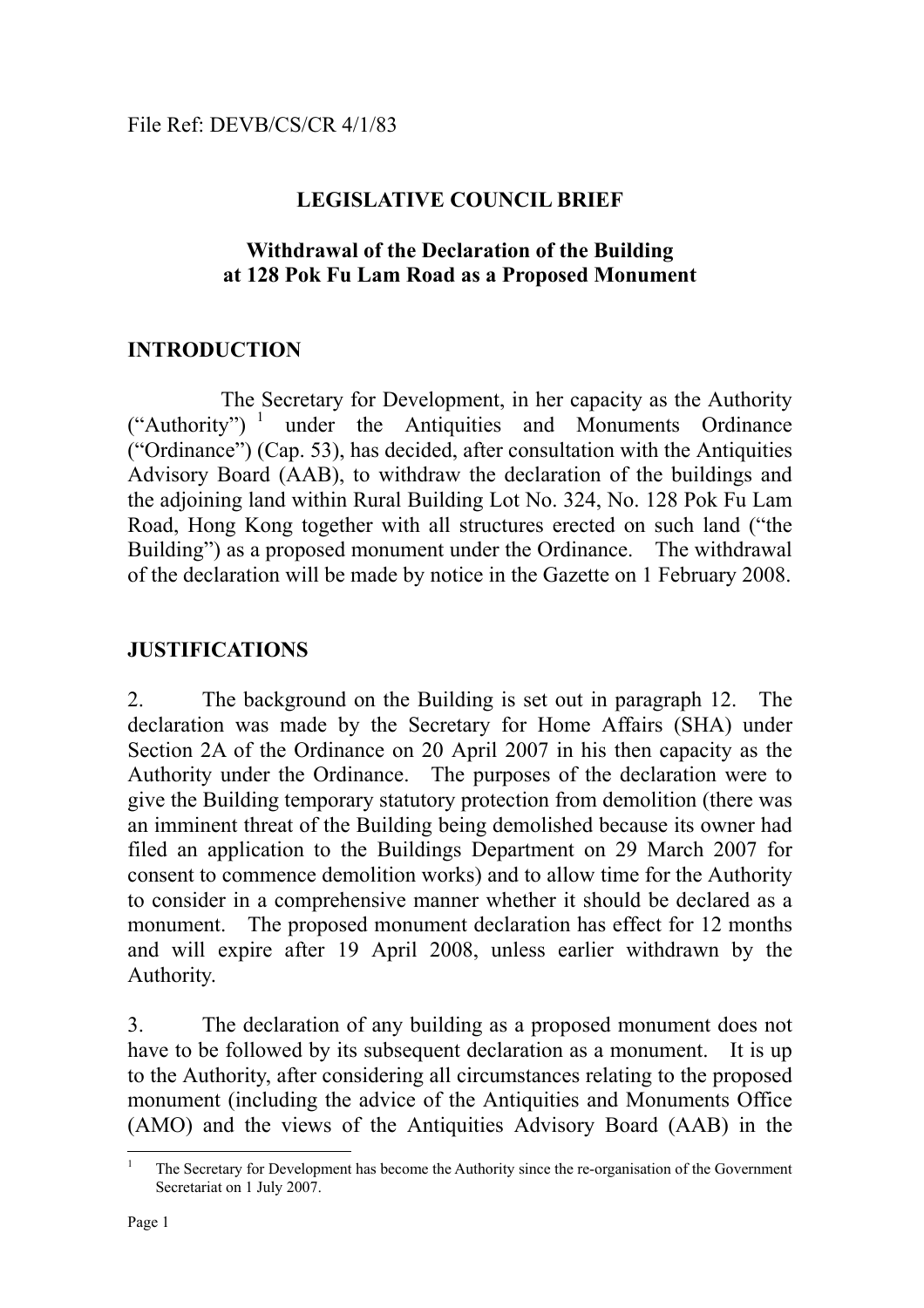File Ref: DEVB/CS/CR 4/1/83

**LEGISLATIVE COUNCIL BRIEF**

**Withdrawal of the Declaration of the Building at 128 Pok Fu Lam Road as a Proposed Monument**

## INTRODUCTION

The Secretary for Development, in her capacity as the Authority ("Authority") [1] under the Antiquities and Monuments Ordinance ("Ordinance") (Cap. 53), has decided, after consultation with the Antiquities Advisory Board (AAB), to withdraw the declaration of the buildings and the adjoining land within Rural Building Lot No. 324, No. 128 Pok Fu Lam Road, Hong Kong together with all structures erected on such land ("the Building") as a proposed monument under the Ordinance. The withdrawal of the declaration will be made by notice in the Gazette on 1 February 2008.

## JUSTIFICATIONS

2. The background on the Building is set out in paragraph 12. The declaration was made by the Secretary for Home Affairs (SHA) under Section 2A of the Ordinance on 20 April 2007 in his then capacity as the Authority under the Ordinance. The purposes of the declaration were to give the Building temporary statutory protection from demolition (there was an imminent threat of the Building being demolished because its owner had filed an application to the Buildings Department on 29 March 2007 for consent to commence demolition works) and to allow time for the Authority to consider in a comprehensive manner whether it should be declared as a monument. The proposed monument declaration has effect for 12 months and will expire after 19 April 2008, unless earlier withdrawn by the Authority.

3. The declaration of any building as a proposed monument does not have to be followed by its subsequent declaration as a monument. It is up to the Authority, after considering all circumstances relating to the proposed monument (including the advice of the Antiquities and Monuments Office (AMO) and the views of the Antiquities Advisory Board (AAB) in the

[1] The Secretary for Development has become the Authority since the re-organisation of the Government Secretariat on 1 July 2007.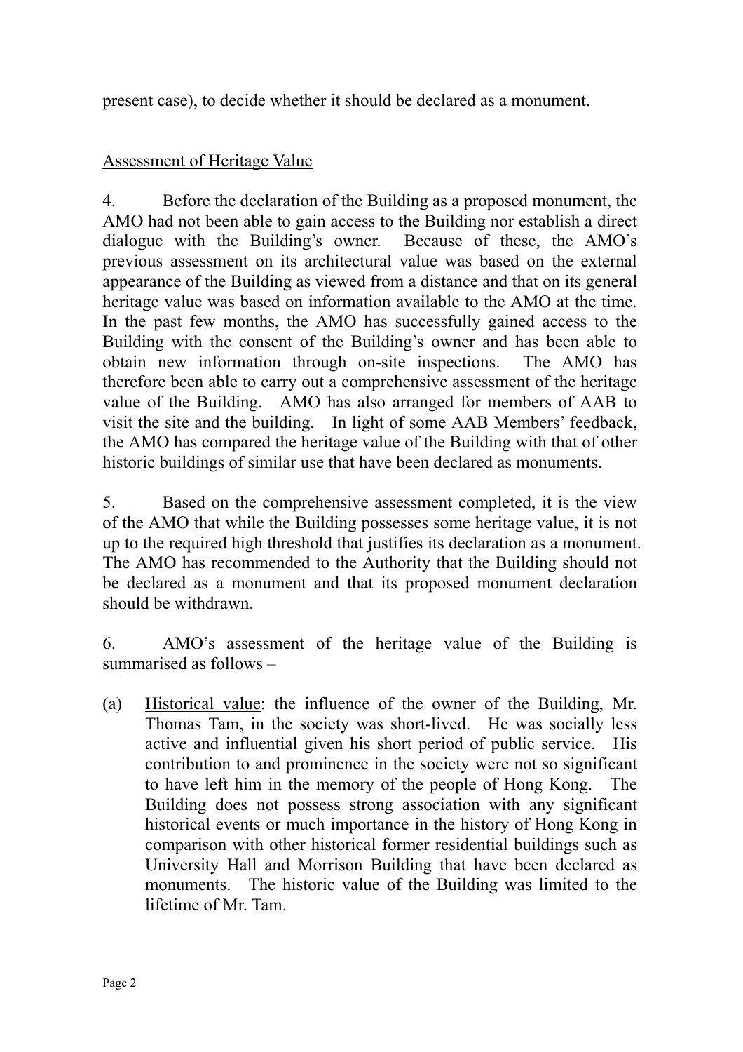present case), to decide whether it should be declared as a monument.

Assessment of Heritage Value

4. Before the declaration of the Building as a proposed monument, the AMO had not been able to gain access to the Building nor establish a direct dialogue with the Building's owner. Because of these, the AMO's previous assessment on its architectural value was based on the external appearance of the Building as viewed from a distance and that on its general heritage value was based on information available to the AMO at the time. In the past few months, the AMO has successfully gained access to the Building with the consent of the Building's owner and has been able to obtain new information through on-site inspections. The AMO has therefore been able to carry out a comprehensive assessment of the heritage value of the Building. AMO has also arranged for members of AAB to visit the site and the building. In light of some AAB Members' feedback, the AMO has compared the heritage value of the Building with that of other historic buildings of similar use that have been declared as monuments.

5. Based on the comprehensive assessment completed, it is the view of the AMO that while the Building possesses some heritage value, it is not up to the required high threshold that justifies its declaration as a monument. The AMO has recommended to the Authority that the Building should not be declared as a monument and that its proposed monument declaration should be withdrawn.

6. AMO's assessment of the heritage value of the Building is summarised as follows –

(a) Historical value: the influence of the owner of the Building, Mr. Thomas Tam, in the society was short-lived. He was socially less active and influential given his short period of public service. His contribution to and prominence in the society were not so significant to have left him in the memory of the people of Hong Kong. The Building does not possess strong association with any significant historical events or much importance in the history of Hong Kong in comparison with other historical former residential buildings such as University Hall and Morrison Building that have been declared as monuments. The historic value of the Building was limited to the lifetime of Mr. Tam.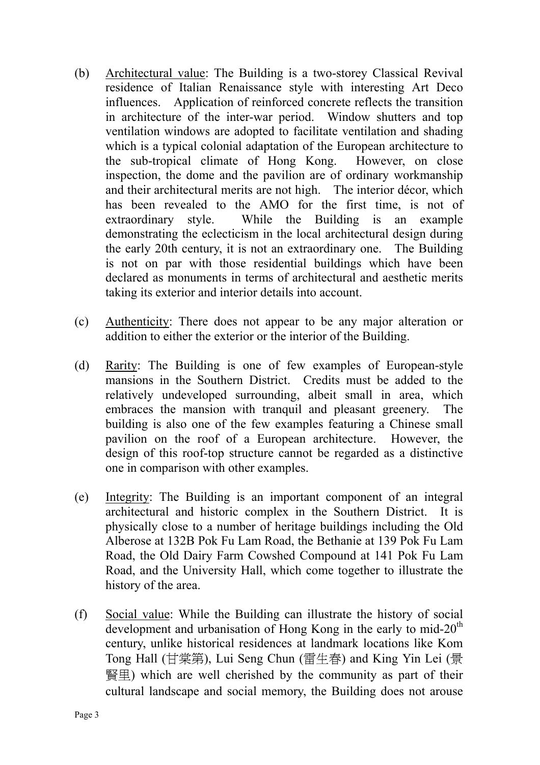(b) Architectural value: The Building is a two-storey Classical Revival residence of Italian Renaissance style with interesting Art Deco influences. Application of reinforced concrete reflects the transition in architecture of the inter-war period. Window shutters and top ventilation windows are adopted to facilitate ventilation and shading which is a typical colonial adaptation of the European architecture to the sub-tropical climate of Hong Kong. However, on close inspection, the dome and the pavilion are of ordinary workmanship and their architectural merits are not high. The interior décor, which has been revealed to the AMO for the first time, is not of extraordinary style. While the Building is an example demonstrating the eclecticism in the local architectural design during the early 20th century, it is not an extraordinary one. The Building is not on par with those residential buildings which have been declared as monuments in terms of architectural and aesthetic merits taking its exterior and interior details into account.

(c) Authenticity: There does not appear to be any major alteration or addition to either the exterior or the interior of the Building.

(d) Rarity: The Building is one of few examples of European-style mansions in the Southern District. Credits must be added to the relatively undeveloped surrounding, albeit small in area, which embraces the mansion with tranquil and pleasant greenery. The building is also one of the few examples featuring a Chinese small pavilion on the roof of a European architecture. However, the design of this roof-top structure cannot be regarded as a distinctive one in comparison with other examples.

(e) Integrity: The Building is an important component of an integral architectural and historic complex in the Southern District. It is physically close to a number of heritage buildings including the Old Alberose at 132B Pok Fu Lam Road, the Bethanie at 139 Pok Fu Lam Road, the Old Dairy Farm Cowshed Compound at 141 Pok Fu Lam Road, and the University Hall, which come together to illustrate the history of the area.

(f) Social value: While the Building can illustrate the history of social development and urbanisation of Hong Kong in the early to mid-20th century, unlike historical residences at landmark locations like Kom Tong Hall (甘棠第), Lui Seng Chun (雷生春) and King Yin Lei (景賢里) which are well cherished by the community as part of their cultural landscape and social memory, the Building does not arouse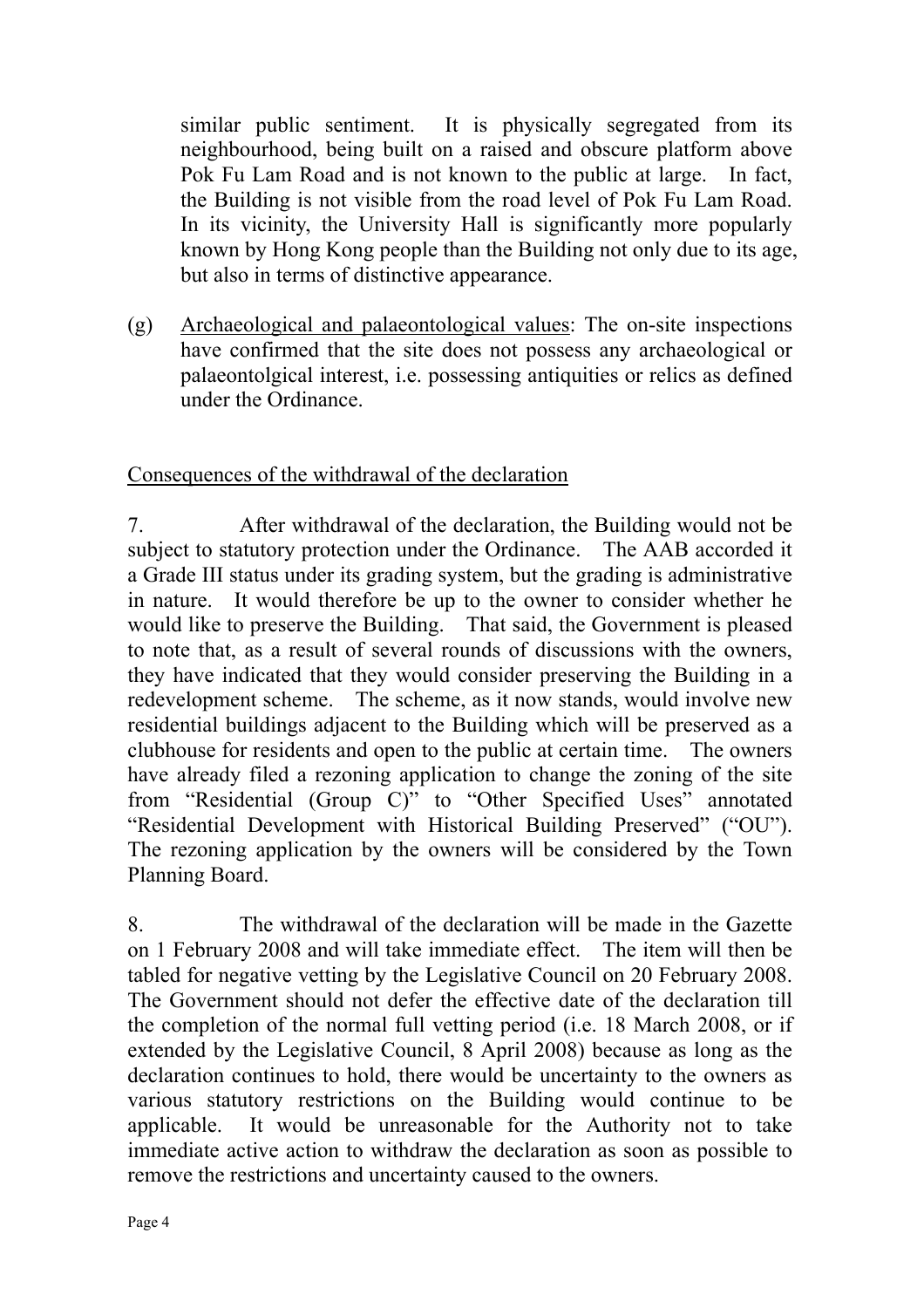similar public sentiment. It is physically segregated from its neighbourhood, being built on a raised and obscure platform above Pok Fu Lam Road and is not known to the public at large. In fact, the Building is not visible from the road level of Pok Fu Lam Road. In its vicinity, the University Hall is significantly more popularly known by Hong Kong people than the Building not only due to its age, but also in terms of distinctive appearance.

(g) Archaeological and palaeontological values: The on-site inspections have confirmed that the site does not possess any archaeological or palaeontolgical interest, i.e. possessing antiquities or relics as defined under the Ordinance.

## Consequences of the withdrawal of the declaration

7. After withdrawal of the declaration, the Building would not be subject to statutory protection under the Ordinance. The AAB accorded it a Grade III status under its grading system, but the grading is administrative in nature. It would therefore be up to the owner to consider whether he would like to preserve the Building. That said, the Government is pleased to note that, as a result of several rounds of discussions with the owners, they have indicated that they would consider preserving the Building in a redevelopment scheme. The scheme, as it now stands, would involve new residential buildings adjacent to the Building which will be preserved as a clubhouse for residents and open to the public at certain time. The owners have already filed a rezoning application to change the zoning of the site from "Residential (Group C)" to "Other Specified Uses" annotated "Residential Development with Historical Building Preserved" ("OU"). The rezoning application by the owners will be considered by the Town Planning Board.

8. The withdrawal of the declaration will be made in the Gazette on 1 February 2008 and will take immediate effect. The item will then be tabled for negative vetting by the Legislative Council on 20 February 2008. The Government should not defer the effective date of the declaration till the completion of the normal full vetting period (i.e. 18 March 2008, or if extended by the Legislative Council, 8 April 2008) because as long as the declaration continues to hold, there would be uncertainty to the owners as various statutory restrictions on the Building would continue to be applicable. It would be unreasonable for the Authority not to take immediate active action to withdraw the declaration as soon as possible to remove the restrictions and uncertainty caused to the owners.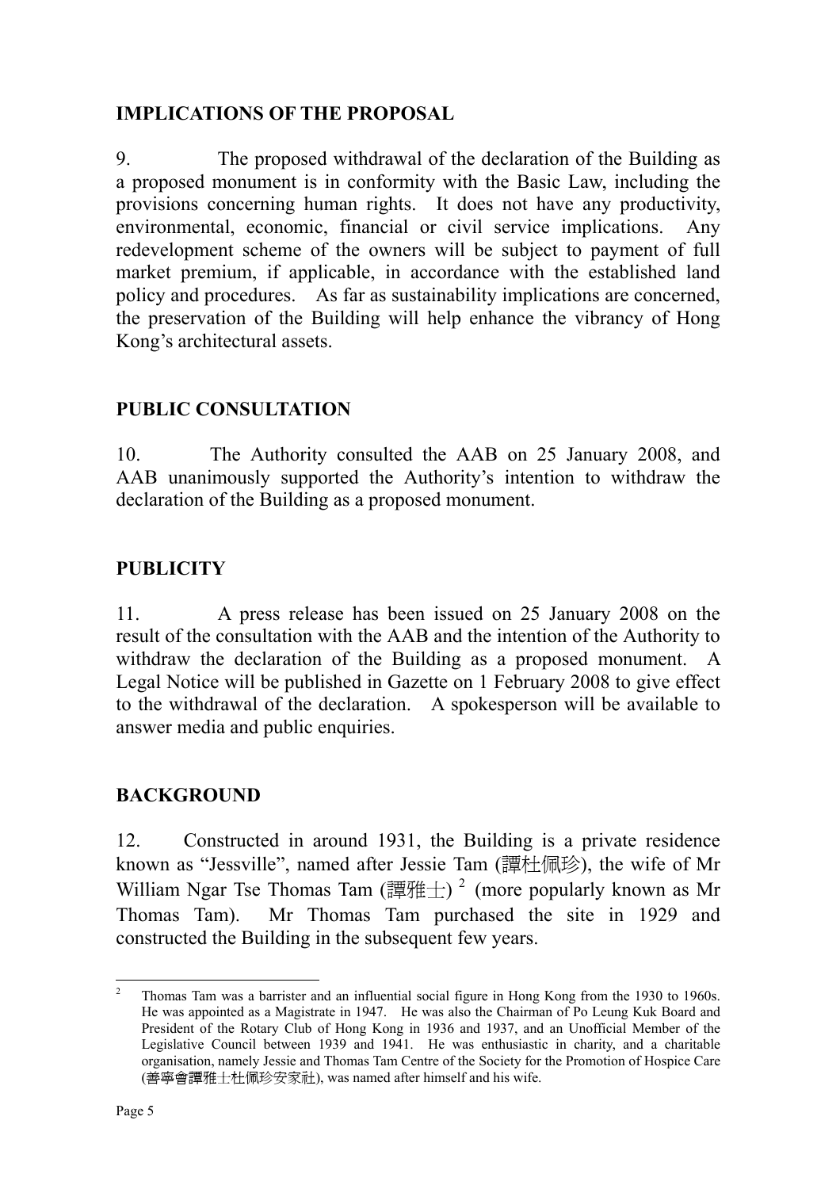## IMPLICATIONS OF THE PROPOSAL

9. The proposed withdrawal of the declaration of the Building as a proposed monument is in conformity with the Basic Law, including the provisions concerning human rights. It does not have any productivity, environmental, economic, financial or civil service implications. Any redevelopment scheme of the owners will be subject to payment of full market premium, if applicable, in accordance with the established land policy and procedures. As far as sustainability implications are concerned, the preservation of the Building will help enhance the vibrancy of Hong Kong's architectural assets.

## PUBLIC CONSULTATION

10. The Authority consulted the AAB on 25 January 2008, and AAB unanimously supported the Authority's intention to withdraw the declaration of the Building as a proposed monument.

## PUBLICITY

11. A press release has been issued on 25 January 2008 on the result of the consultation with the AAB and the intention of the Authority to withdraw the declaration of the Building as a proposed monument. A Legal Notice will be published in Gazette on 1 February 2008 to give effect to the withdrawal of the declaration. A spokesperson will be available to answer media and public enquiries.

## BACKGROUND

12. Constructed in around 1931, the Building is a private residence known as "Jessville", named after Jessie Tam (譚杜佩珍), the wife of Mr William Ngar Tse Thomas Tam (譚雅士) [2] (more popularly known as Mr Thomas Tam). Mr Thomas Tam purchased the site in 1929 and constructed the Building in the subsequent few years.

---

[2] Thomas Tam was a barrister and an influential social figure in Hong Kong from the 1930 to 1960s. He was appointed as a Magistrate in 1947. He was also the Chairman of Po Leung Kuk Board and President of the Rotary Club of Hong Kong in 1936 and 1937, and an Unofficial Member of the Legislative Council between 1939 and 1941. He was enthusiastic in charity, and a charitable organisation, namely Jessie and Thomas Tam Centre of the Society for the Promotion of Hospice Care (善寧會譚雅士杜佩珍安家社), was named after himself and his wife.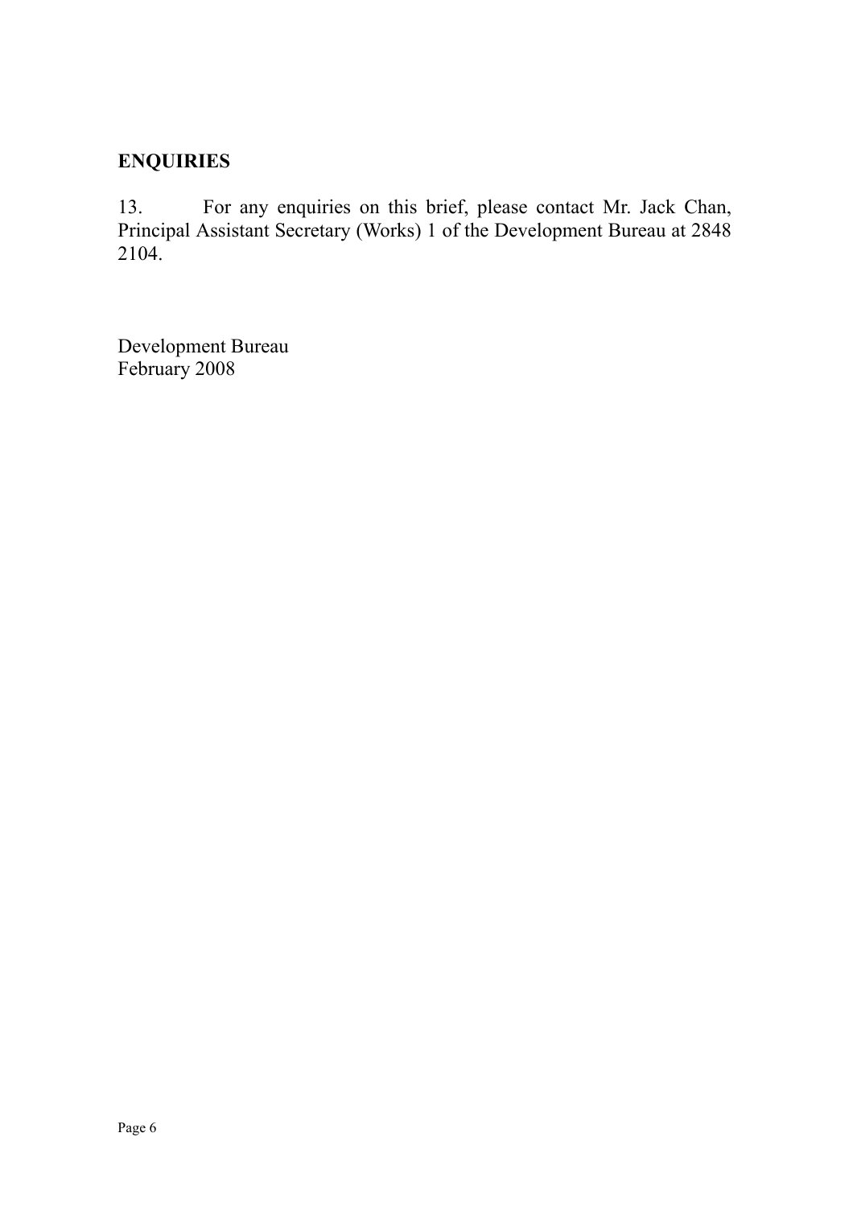## ENQUIRIES

13. For any enquiries on this brief, please contact Mr. Jack Chan, Principal Assistant Secretary (Works) 1 of the Development Bureau at 2848 2104.

Development Bureau
February 2008